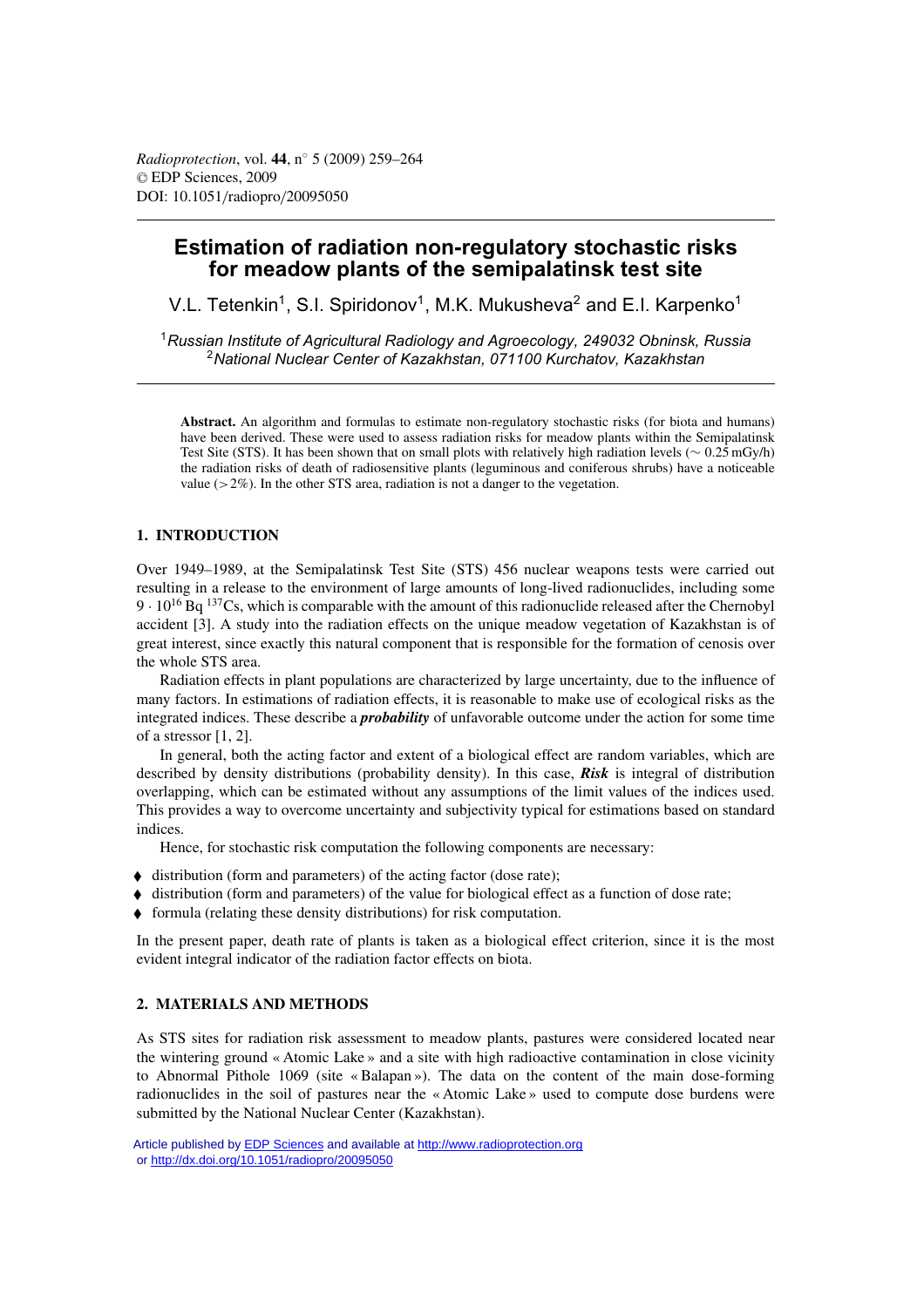# Estimation of radiation non-regulatory stochastic risks for meadow plants of the semipalatinsk test site

V.L. Tetenkin[1], S.I. Spiridonov[1], M.K. Mukusheva[2] and E.I. Karpenko[1]

[1]*Russian Institute of Agricultural Radiology and Agroecology, 249032 Obninsk, Russia*
[2]*National Nuclear Center of Kazakhstan, 071100 Kurchatov, Kazakhstan*

**Abstract.** An algorithm and formulas to estimate non-regulatory stochastic risks (for biota and humans) have been derived. These were used to assess radiation risks for meadow plants within the Semipalatinsk Test Site (STS). It has been shown that on small plots with relatively high radiation levels ($\sim 0.25$ mGy/h) the radiation risks of death of radiosensitive plants (leguminous and coniferous shrubs) have a noticeable value ($> 2\%$). In the other STS area, radiation is not a danger to the vegetation.

## 1. INTRODUCTION

Over 1949–1989, at the Semipalatinsk Test Site (STS) 456 nuclear weapons tests were carried out resulting in a release to the environment of large amounts of long-lived radionuclides, including some $9 \cdot 10^{16}$ Bq $^{137}$Cs, which is comparable with the amount of this radionuclide released after the Chernobyl accident [3]. A study into the radiation effects on the unique meadow vegetation of Kazakhstan is of great interest, since exactly this natural component that is responsible for the formation of cenosis over the whole STS area.

Radiation effects in plant populations are characterized by large uncertainty, due to the influence of many factors. In estimations of radiation effects, it is reasonable to make use of ecological risks as the integrated indices. These describe a ***probability*** of unfavorable outcome under the action for some time of a stressor [1, 2].

In general, both the acting factor and extent of a biological effect are random variables, which are described by density distributions (probability density). In this case, ***Risk*** is integral of distribution overlapping, which can be estimated without any assumptions of the limit values of the indices used. This provides a way to overcome uncertainty and subjectivity typical for estimations based on standard indices.

Hence, for stochastic risk computation the following components are necessary:

- distribution (form and parameters) of the acting factor (dose rate);
- distribution (form and parameters) of the value for biological effect as a function of dose rate;
- formula (relating these density distributions) for risk computation.

In the present paper, death rate of plants is taken as a biological effect criterion, since it is the most evident integral indicator of the radiation factor effects on biota.

## 2. MATERIALS AND METHODS

As STS sites for radiation risk assessment to meadow plants, pastures were considered located near the wintering ground « Atomic Lake » and a site with high radioactive contamination in close vicinity to Abnormal Pithole 1069 (site « Balapan »). The data on the content of the main dose-forming radionuclides in the soil of pastures near the « Atomic Lake » used to compute dose burdens were submitted by the National Nuclear Center (Kazakhstan).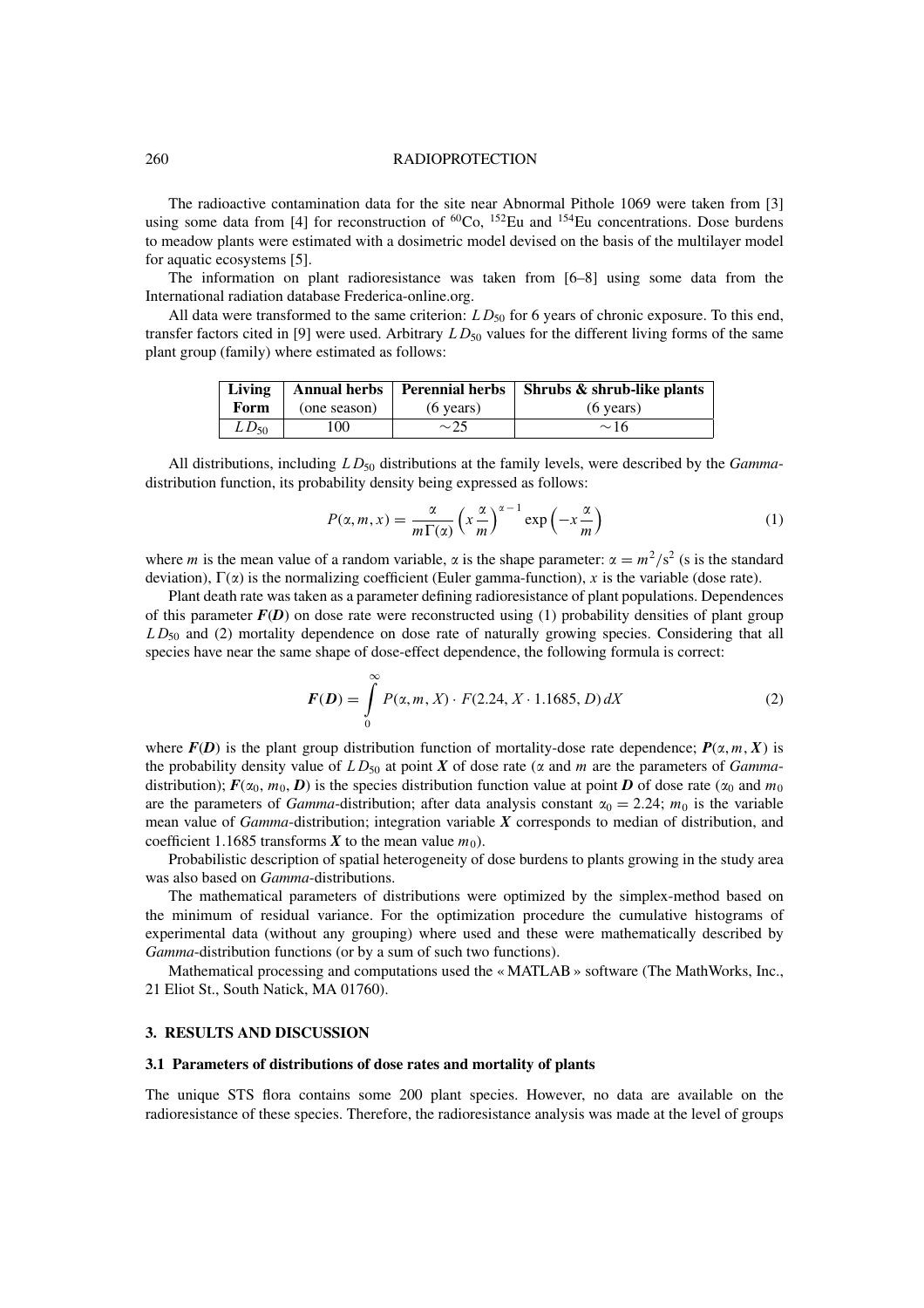The radioactive contamination data for the site near Abnormal Pithole 1069 were taken from [3] using some data from [4] for reconstruction of $^{60}$Co, $^{152}$Eu and $^{154}$Eu concentrations. Dose burdens to meadow plants were estimated with a dosimetric model devised on the basis of the multilayer model for aquatic ecosystems [5].

The information on plant radioresistance was taken from [6–8] using some data from the International radiation database Frederica-online.org.

All data were transformed to the same criterion: $LD_{50}$ for 6 years of chronic exposure. To this end, transfer factors cited in [9] were used. Arbitrary $LD_{50}$ values for the different living forms of the same plant group (family) where estimated as follows:

| **Living Form** | **Annual herbs** (one season) | **Perennial herbs** (6 years) | **Shrubs & shrub-like plants** (6 years) |
|---|---|---|---|
| $LD_{50}$ | 100 | ∼25 | ∼16 |

All distributions, including $LD_{50}$ distributions at the family levels, were described by the *Gamma*-distribution function, its probability density being expressed as follows:

$$P(\alpha, m, x) = \frac{\alpha}{m\Gamma(\alpha)} \left(x\frac{\alpha}{m}\right)^{\alpha-1} \exp\left(-x\frac{\alpha}{m}\right) \tag{1}$$

where $m$ is the mean value of a random variable, $\alpha$ is the shape parameter: $\alpha = m^2/s^2$ (s is the standard deviation), $\Gamma(\alpha)$ is the normalizing coefficient (Euler gamma-function), $x$ is the variable (dose rate).

Plant death rate was taken as a parameter defining radioresistance of plant populations. Dependences of this parameter $\boldsymbol{F}(\boldsymbol{D})$ on dose rate were reconstructed using (1) probability densities of plant group $LD_{50}$ and (2) mortality dependence on dose rate of naturally growing species. Considering that all species have near the same shape of dose-effect dependence, the following formula is correct:

$$\boldsymbol{F}(\boldsymbol{D}) = \int_{0}^{\infty} P(\alpha, m, X) \cdot F(2.24, X \cdot 1.1685, D)\, dX \tag{2}$$

where $\boldsymbol{F}(\boldsymbol{D})$ is the plant group distribution function of mortality-dose rate dependence; $\boldsymbol{P}(\alpha, m, \boldsymbol{X})$ is the probability density value of $LD_{50}$ at point $\boldsymbol{X}$ of dose rate ($\alpha$ and $m$ are the parameters of *Gamma*-distribution); $\boldsymbol{F}(\alpha_0, m_0, \boldsymbol{D})$ is the species distribution function value at point $\boldsymbol{D}$ of dose rate ($\alpha_0$ and $m_0$ are the parameters of *Gamma*-distribution; after data analysis constant $\alpha_0 = 2.24$; $m_0$ is the variable mean value of *Gamma*-distribution; integration variable $\boldsymbol{X}$ corresponds to median of distribution, and coefficient 1.1685 transforms $\boldsymbol{X}$ to the mean value $m_0$).

Probabilistic description of spatial heterogeneity of dose burdens to plants growing in the study area was also based on *Gamma*-distributions.

The mathematical parameters of distributions were optimized by the simplex-method based on the minimum of residual variance. For the optimization procedure the cumulative histograms of experimental data (without any grouping) where used and these were mathematically described by *Gamma*-distribution functions (or by a sum of such two functions).

Mathematical processing and computations used the « MATLAB » software (The MathWorks, Inc., 21 Eliot St., South Natick, MA 01760).

## 3. RESULTS AND DISCUSSION

### 3.1 Parameters of distributions of dose rates and mortality of plants

The unique STS flora contains some 200 plant species. However, no data are available on the radioresistance of these species. Therefore, the radioresistance analysis was made at the level of groups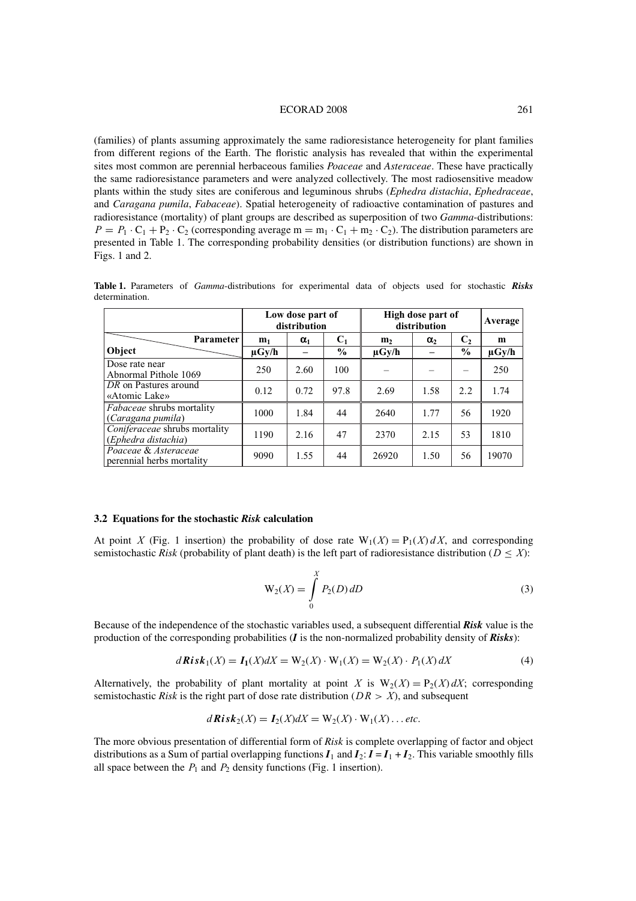(families) of plants assuming approximately the same radioresistance heterogeneity for plant families from different regions of the Earth. The floristic analysis has revealed that within the experimental sites most common are perennial herbaceous families *Poaceae* and *Asteraceae*. These have practically the same radioresistance parameters and were analyzed collectively. The most radiosensitive meadow plants within the study sites are coniferous and leguminous shrubs (*Ephedra distachia*, *Ephedraceae*, and *Caragana pumila*, *Fabaceae*). Spatial heterogeneity of radioactive contamination of pastures and radioresistance (mortality) of plant groups are described as superposition of two *Gamma*-distributions: $P = P_1 \cdot C_1 + P_2 \cdot C_2$ (corresponding average $m = m_1 \cdot C_1 + m_2 \cdot C_2$). The distribution parameters are presented in Table 1. The corresponding probability densities (or distribution functions) are shown in Figs. 1 and 2.

**Table 1.** Parameters of *Gamma*-distributions for experimental data of objects used for stochastic ***Risks*** determination.

| | Low dose part of distribution | | | High dose part of distribution | | | Average |
|---|---|---|---|---|---|---|---|
| Parameter | $m_1$ | $\alpha_1$ | $C_1$ | $m_2$ | $\alpha_2$ | $C_2$ | m |
| Object | µGy/h | – | % | µGy/h | – | % | µGy/h |
| Dose rate near Abnormal Pithole 1069 | 250 | 2.60 | 100 | – | – | – | 250 |
| *DR* on Pastures around «Atomic Lake» | 0.12 | 0.72 | 97.8 | 2.69 | 1.58 | 2.2 | 1.74 |
| *Fabaceae* shrubs mortality (*Caragana pumila*) | 1000 | 1.84 | 44 | 2640 | 1.77 | 56 | 1920 |
| *Coniferaceae* shrubs mortality (*Ephedra distachia*) | 1190 | 2.16 | 47 | 2370 | 2.15 | 53 | 1810 |
| *Poaceae* & *Asteraceae* perennial herbs mortality | 9090 | 1.55 | 44 | 26920 | 1.50 | 56 | 19070 |

### 3.2 Equations for the stochastic *Risk* calculation

At point $X$ (Fig. 1 insertion) the probability of dose rate $W_1(X) = P_1(X)\,dX$, and corresponding semistochastic *Risk* (probability of plant death) is the left part of radioresistance distribution ($D \leq X$):

$$W_2(X) = \int_0^X P_2(D)\,dD \tag{3}$$

Because of the independence of the stochastic variables used, a subsequent differential ***Risk*** value is the production of the corresponding probabilities (***I*** is the non-normalized probability density of ***Risks***):

$$d\boldsymbol{Risk}_1(X) = \boldsymbol{I}_1(X)dX = W_2(X) \cdot W_1(X) = W_2(X) \cdot P_1(X)\,dX \tag{4}$$

Alternatively, the probability of plant mortality at point $X$ is $W_2(X) = P_2(X)\,dX$; corresponding semistochastic *Risk* is the right part of dose rate distribution ($DR > X$), and subsequent

$$d\boldsymbol{Risk}_2(X) = \boldsymbol{I}_2(X)dX = W_2(X) \cdot W_1(X) \ldots etc.$$

The more obvious presentation of differential form of *Risk* is complete overlapping of factor and object distributions as a Sum of partial overlapping functions $\boldsymbol{I}_1$ and $\boldsymbol{I}_2$: $\boldsymbol{I} = \boldsymbol{I}_1 + \boldsymbol{I}_2$. This variable smoothly fills all space between the $P_1$ and $P_2$ density functions (Fig. 1 insertion).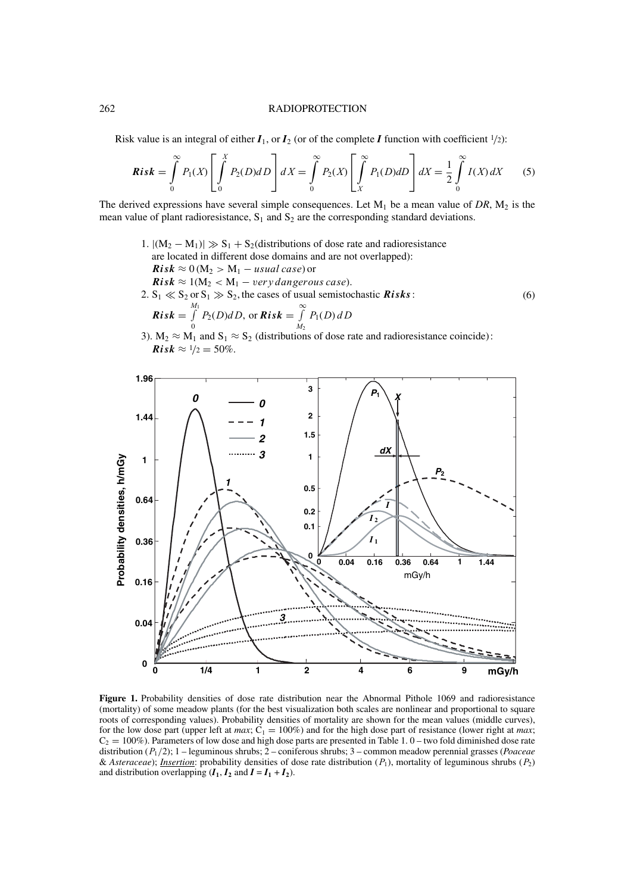Risk value is an integral of either $\boldsymbol{I}_1$, or $\boldsymbol{I}_2$ (or of the complete $\boldsymbol{I}$ function with coefficient 1/2):

$$\boldsymbol{Risk} = \int_0^{\infty} P_1(X)\left[\int_0^{X} P_2(D)dD\right]dX = \int_0^{\infty} P_2(X)\left[\int_X^{\infty} P_1(D)dD\right]dX = \frac{1}{2}\int_0^{\infty} I(X)\,dX \qquad (5)$$

The derived expressions have several simple consequences. Let $M_1$ be a mean value of *DR*, $M_2$ is the mean value of plant radioresistance, $S_1$ and $S_2$ are the corresponding standard deviations.

$$\begin{aligned}
&1.\ |(M_2 - M_1)| \gg S_1 + S_2 \text{(distributions of dose rate and radioresistance are located in different dose domains and are not overlapped):}\\
&\quad \boldsymbol{Risk} \approx 0\,(M_2 > M_1 - \textit{usual case}) \text{ or}\\
&\quad \boldsymbol{Risk} \approx 1(M_2 < M_1 - \textit{very dangerous case}).\\
&2.\ S_1 \ll S_2 \text{ or } S_1 \gg S_2, \text{ the cases of usual semistochastic } \boldsymbol{Risks}:\\
&\quad \boldsymbol{Risk} = \int_0^{M_1} P_2(D)dD, \text{ or } \boldsymbol{Risk} = \int_{M_2}^{\infty} P_1(D)\,dD\\
&3).\ M_2 \approx M_1 \text{ and } S_1 \approx S_2 \text{ (distributions of dose rate and radioresistance coincide):}\\
&\quad \boldsymbol{Risk} \approx 1/2 = 50\%.
\end{aligned} \qquad (6)$$

**Figure 1.** Probability densities of dose rate distribution near the Abnormal Pithole 1069 and radioresistance (mortality) of some meadow plants (for the best visualization both scales are nonlinear and proportional to square roots of corresponding values). Probability densities of mortality are shown for the mean values (middle curves), for the low dose part (upper left at *max*; $C_1 = 100\%$) and for the high dose part of resistance (lower right at *max*; $C_2 = 100\%$). Parameters of low dose and high dose parts are presented in Table 1. 0 – two fold diminished dose rate distribution ($P_1/2$); 1 – leguminous shrubs; 2 – coniferous shrubs; 3 – common meadow perennial grasses (*Poaceae* & *Asteraceae*); ***Insertion***: probability densities of dose rate distribution ($P_1$), mortality of leguminous shrubs ($P_2$) and distribution overlapping ($\boldsymbol{I_1}$, $\boldsymbol{I_2}$ and $\boldsymbol{I = I_1 + I_2}$).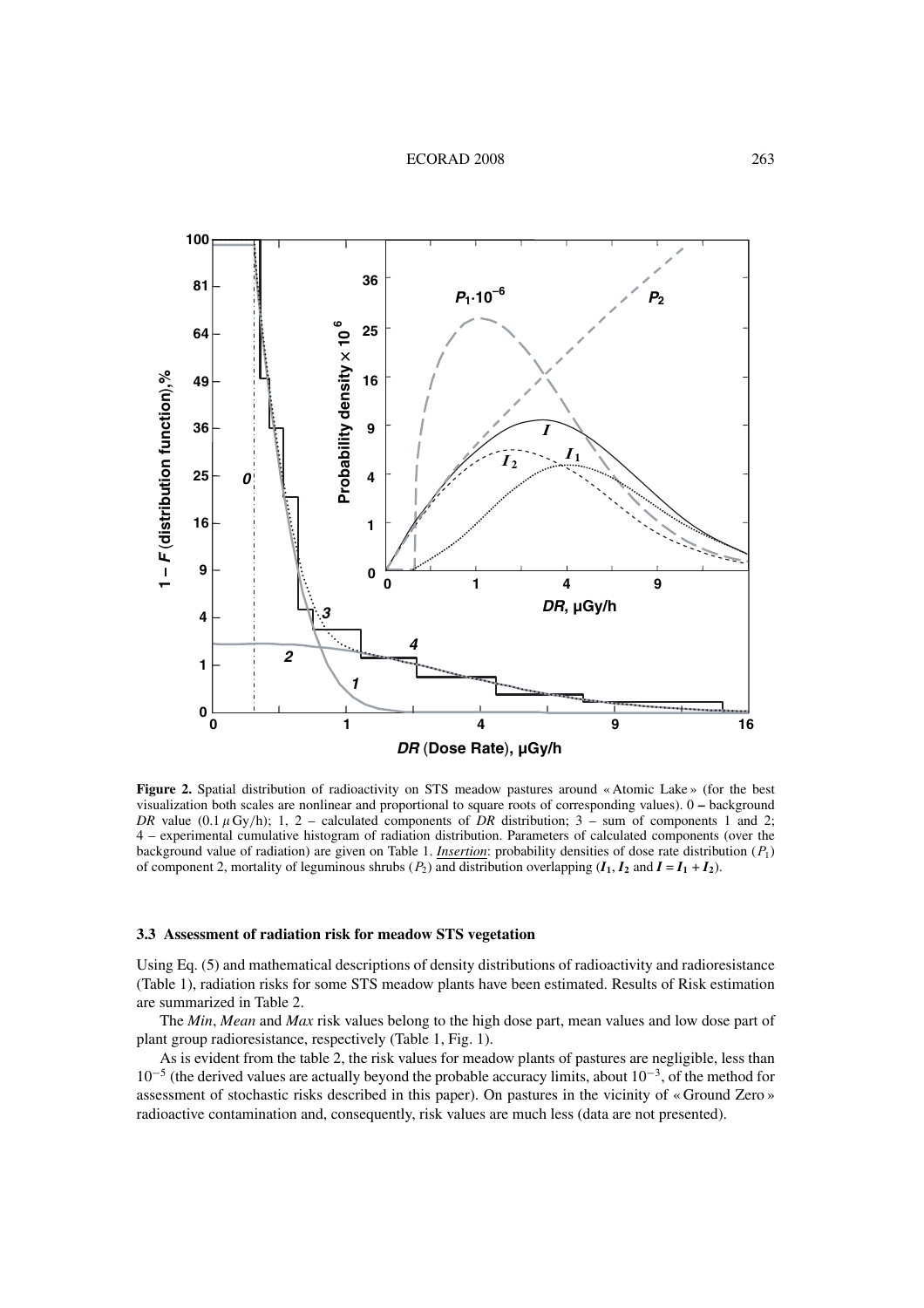**Figure 2.** Spatial distribution of radioactivity on STS meadow pastures around « Atomic Lake » (for the best visualization both scales are nonlinear and proportional to square roots of corresponding values). 0 – background *DR* value (0.1 $\mu$Gy/h); 1, 2 – calculated components of *DR* distribution; 3 – sum of components 1 and 2; 4 – experimental cumulative histogram of radiation distribution. Parameters of calculated components (over the background value of radiation) are given on Table 1. *Insertion*: probability densities of dose rate distribution ($P_1$) of component 2, mortality of leguminous shrubs ($P_2$) and distribution overlapping ($\boldsymbol{I_1}$, $\boldsymbol{I_2}$ and $\boldsymbol{I = I_1 + I_2}$).

### 3.3 Assessment of radiation risk for meadow STS vegetation

Using Eq. (5) and mathematical descriptions of density distributions of radioactivity and radioresistance (Table 1), radiation risks for some STS meadow plants have been estimated. Results of Risk estimation are summarized in Table 2.

The *Min*, *Mean* and *Max* risk values belong to the high dose part, mean values and low dose part of plant group radioresistance, respectively (Table 1, Fig. 1).

As is evident from the table 2, the risk values for meadow plants of pastures are negligible, less than $10^{-5}$ (the derived values are actually beyond the probable accuracy limits, about $10^{-3}$, of the method for assessment of stochastic risks described in this paper). On pastures in the vicinity of « Ground Zero » radioactive contamination and, consequently, risk values are much less (data are not presented).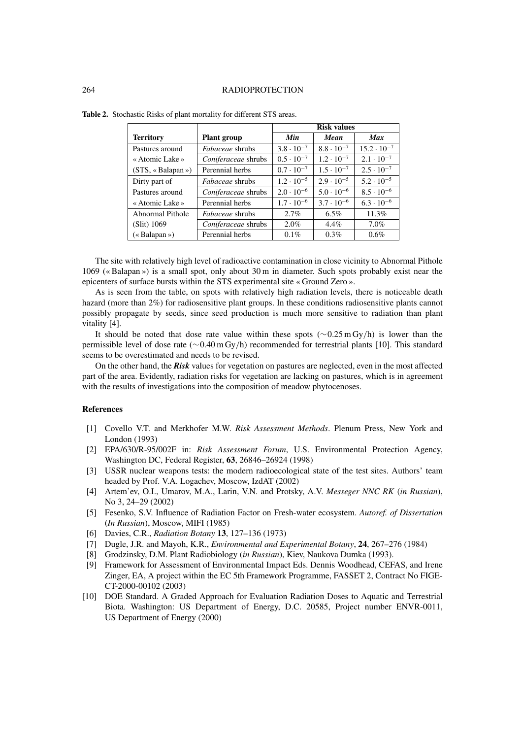**Table 2.** Stochastic Risks of plant mortality for different STS areas.

| | | Risk values | | |
|---|---|---|---|---|
| **Territory** | **Plant group** | ***Min*** | ***Mean*** | ***Max*** |
| Pastures around « Atomic Lake » (STS, « Balapan ») | *Fabaceae* shrubs | $3.8 \cdot 10^{-7}$ | $8.8 \cdot 10^{-7}$ | $15.2 \cdot 10^{-7}$ |
| | *Coniferaceae* shrubs | $0.5 \cdot 10^{-7}$ | $1.2 \cdot 10^{-7}$ | $2.1 \cdot 10^{-7}$ |
| | Perennial herbs | $0.7 \cdot 10^{-7}$ | $1.5 \cdot 10^{-7}$ | $2.5 \cdot 10^{-7}$ |
| Dirty part of Pastures around « Atomic Lake » | *Fabaceae* shrubs | $1.2 \cdot 10^{-5}$ | $2.9 \cdot 10^{-5}$ | $5.2 \cdot 10^{-5}$ |
| | *Coniferaceae* shrubs | $2.0 \cdot 10^{-6}$ | $5.0 \cdot 10^{-6}$ | $8.5 \cdot 10^{-6}$ |
| | Perennial herbs | $1.7 \cdot 10^{-6}$ | $3.7 \cdot 10^{-6}$ | $6.3 \cdot 10^{-6}$ |
| Abnormal Pithole (Slit) 1069 (« Balapan ») | *Fabaceae* shrubs | 2.7% | 6.5% | 11.3% |
| | *Coniferaceae* shrubs | 2.0% | 4.4% | 7.0% |
| | Perennial herbs | 0.1% | 0.3% | 0.6% |

The site with relatively high level of radioactive contamination in close vicinity to Abnormal Pithole 1069 (« Balapan ») is a small spot, only about 30 m in diameter. Such spots probably exist near the epicenters of surface bursts within the STS experimental site « Ground Zero ».

As is seen from the table, on spots with relatively high radiation levels, there is noticeable death hazard (more than 2%) for radiosensitive plant groups. In these conditions radiosensitive plants cannot possibly propagate by seeds, since seed production is much more sensitive to radiation than plant vitality [4].

It should be noted that dose rate value within these spots ($\sim$0.25 mGy/h) is lower than the permissible level of dose rate ($\sim$0.40 mGy/h) recommended for terrestrial plants [10]. This standard seems to be overestimated and needs to be revised.

On the other hand, the ***Risk*** values for vegetation on pastures are neglected, even in the most affected part of the area. Evidently, radiation risks for vegetation are lacking on pastures, which is in agreement with the results of investigations into the composition of meadow phytocenoses.

### References

[1] Covello V.T. and Merkhofer M.W. *Risk Assessment Methods*. Plenum Press, New York and London (1993)

[2] EPA/630/R-95/002F in: *Risk Assessment Forum*, U.S. Environmental Protection Agency, Washington DC, Federal Register, **63**, 26846–26924 (1998)

[3] USSR nuclear weapons tests: the modern radioecological state of the test sites. Authors' team headed by Prof. V.A. Logachev, Moscow, IzdAT (2002)

[4] Artem'ev, O.I., Umarov, M.A., Larin, V.N. and Protsky, A.V. *Messeger NNC RK* (*in Russian*), No 3, 24–29 (2002)

[5] Fesenko, S.V. Influence of Radiation Factor on Fresh-water ecosystem. *Autoref. of Dissertation* (*In Russian*), Moscow, MIFI (1985)

[6] Davies, C.R., *Radiation Botany* **13**, 127–136 (1973)

[7] Dugle, J.R. and Mayoh, K.R., *Environmental and Experimental Botany*, **24**, 267–276 (1984)

[8] Grodzinsky, D.M. Plant Radiobiology (*in Russian*), Kiev, Naukova Dumka (1993).

[9] Framework for Assessment of Environmental Impact Eds. Dennis Woodhead, CEFAS, and Irene Zinger, EA, A project within the EC 5th Framework Programme, FASSET 2, Contract No FIGE-CT-2000-00102 (2003)

[10] DOE Standard. A Graded Approach for Evaluation Radiation Doses to Aquatic and Terrestrial Biota. Washington: US Department of Energy, D.C. 20585, Project number ENVR-0011, US Department of Energy (2000)